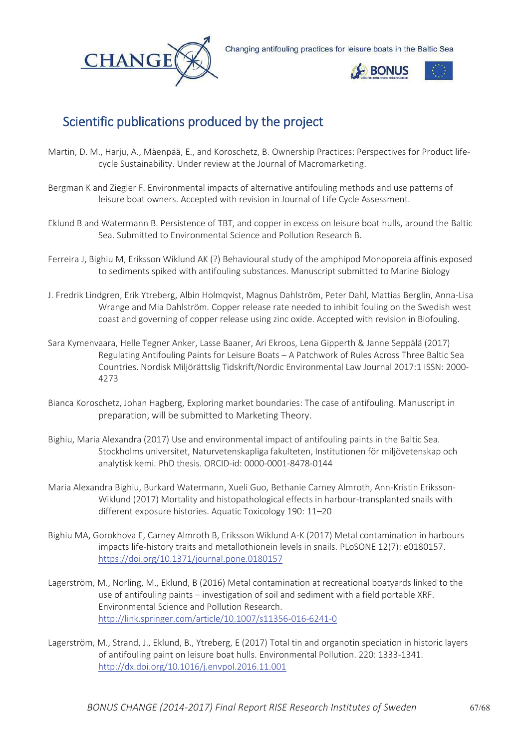## Scientific publications produced by the project

Martin, D. M., Harju, A., Mäenpää, E., and Koroschetz, B. Ownership Practices: Perspectives for Product life-cycle Sustainability. Under review at the Journal of Macromarketing.

Bergman K and Ziegler F. Environmental impacts of alternative antifouling methods and use patterns of leisure boat owners. Accepted with revision in Journal of Life Cycle Assessment.

Eklund B and Watermann B. Persistence of TBT, and copper in excess on leisure boat hulls, around the Baltic Sea. Submitted to Environmental Science and Pollution Research B.

Ferreira J, Bighiu M, Eriksson Wiklund AK (?) Behavioural study of the amphipod Monoporeia affinis exposed to sediments spiked with antifouling substances. Manuscript submitted to Marine Biology

J. Fredrik Lindgren, Erik Ytreberg, Albin Holmqvist, Magnus Dahlström, Peter Dahl, Mattias Berglin, Anna-Lisa Wrange and Mia Dahlström. Copper release rate needed to inhibit fouling on the Swedish west coast and governing of copper release using zinc oxide. Accepted with revision in Biofouling.

Sara Kymenvaara, Helle Tegner Anker, Lasse Baaner, Ari Ekroos, Lena Gipperth & Janne Seppälä (2017) Regulating Antifouling Paints for Leisure Boats – A Patchwork of Rules Across Three Baltic Sea Countries. Nordisk Miljörättslig Tidskrift/Nordic Environmental Law Journal 2017:1 ISSN: 2000-4273

Bianca Koroschetz, Johan Hagberg, Exploring market boundaries: The case of antifouling. Manuscript in preparation, will be submitted to Marketing Theory.

Bighiu, Maria Alexandra (2017) Use and environmental impact of antifouling paints in the Baltic Sea. Stockholms universitet, Naturvetenskapliga fakulteten, Institutionen för miljövetenskap och analytisk kemi. PhD thesis. ORCID-id: 0000-0001-8478-0144

Maria Alexandra Bighiu, Burkard Watermann, Xueli Guo, Bethanie Carney Almroth, Ann-Kristin Eriksson-Wiklund (2017) Mortality and histopathological effects in harbour-transplanted snails with different exposure histories. Aquatic Toxicology 190: 11–20

Bighiu MA, Gorokhova E, Carney Almroth B, Eriksson Wiklund A-K (2017) Metal contamination in harbours impacts life-history traits and metallothionein levels in snails. PLoSONE 12(7): e0180157. https://doi.org/10.1371/journal.pone.0180157

Lagerström, M., Norling, M., Eklund, B (2016) Metal contamination at recreational boatyards linked to the use of antifouling paints – investigation of soil and sediment with a field portable XRF. Environmental Science and Pollution Research. http://link.springer.com/article/10.1007/s11356-016-6241-0

Lagerström, M., Strand, J., Eklund, B., Ytreberg, E (2017) Total tin and organotin speciation in historic layers of antifouling paint on leisure boat hulls. Environmental Pollution. 220: 1333-1341. http://dx.doi.org/10.1016/j.envpol.2016.11.001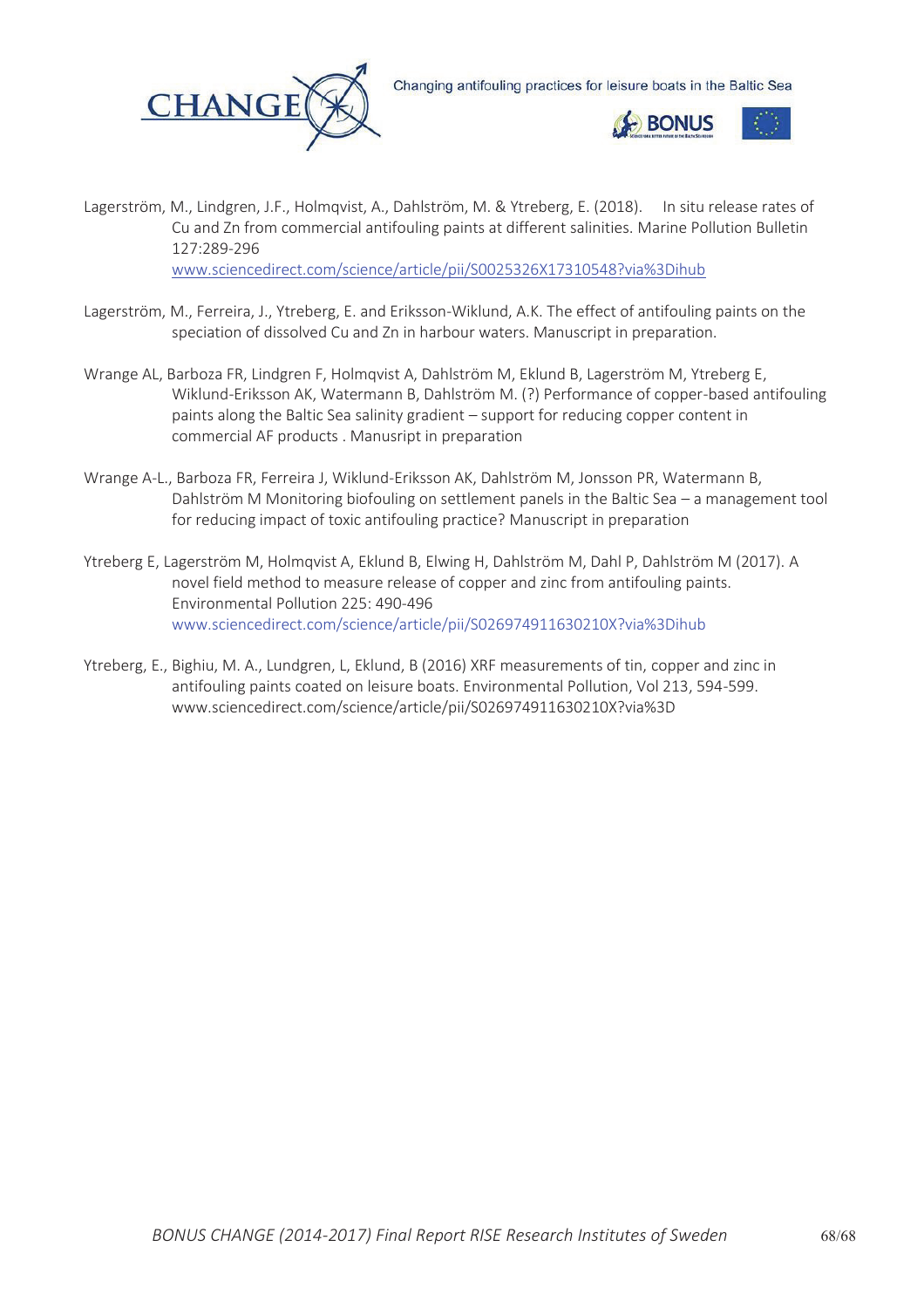Lagerström, M., Lindgren, J.F., Holmqvist, A., Dahlström, M. & Ytreberg, E. (2018). In situ release rates of Cu and Zn from commercial antifouling paints at different salinities. Marine Pollution Bulletin 127:289-296
www.sciencedirect.com/science/article/pii/S0025326X17310548?via%3Dihub

Lagerström, M., Ferreira, J., Ytreberg, E. and Eriksson-Wiklund, A.K. The effect of antifouling paints on the speciation of dissolved Cu and Zn in harbour waters. Manuscript in preparation.

Wrange AL, Barboza FR, Lindgren F, Holmqvist A, Dahlström M, Eklund B, Lagerström M, Ytreberg E, Wiklund-Eriksson AK, Watermann B, Dahlström M. (?) Performance of copper-based antifouling paints along the Baltic Sea salinity gradient – support for reducing copper content in commercial AF products . Manusript in preparation

Wrange A-L., Barboza FR, Ferreira J, Wiklund-Eriksson AK, Dahlström M, Jonsson PR, Watermann B, Dahlström M Monitoring biofouling on settlement panels in the Baltic Sea – a management tool for reducing impact of toxic antifouling practice? Manuscript in preparation

Ytreberg E, Lagerström M, Holmqvist A, Eklund B, Elwing H, Dahlström M, Dahl P, Dahlström M (2017). A novel field method to measure release of copper and zinc from antifouling paints. Environmental Pollution 225: 490-496
www.sciencedirect.com/science/article/pii/S026974911630210X?via%3Dihub

Ytreberg, E., Bighiu, M. A., Lundgren, L, Eklund, B (2016) XRF measurements of tin, copper and zinc in antifouling paints coated on leisure boats. Environmental Pollution, Vol 213, 594-599. www.sciencedirect.com/science/article/pii/S026974911630210X?via%3D